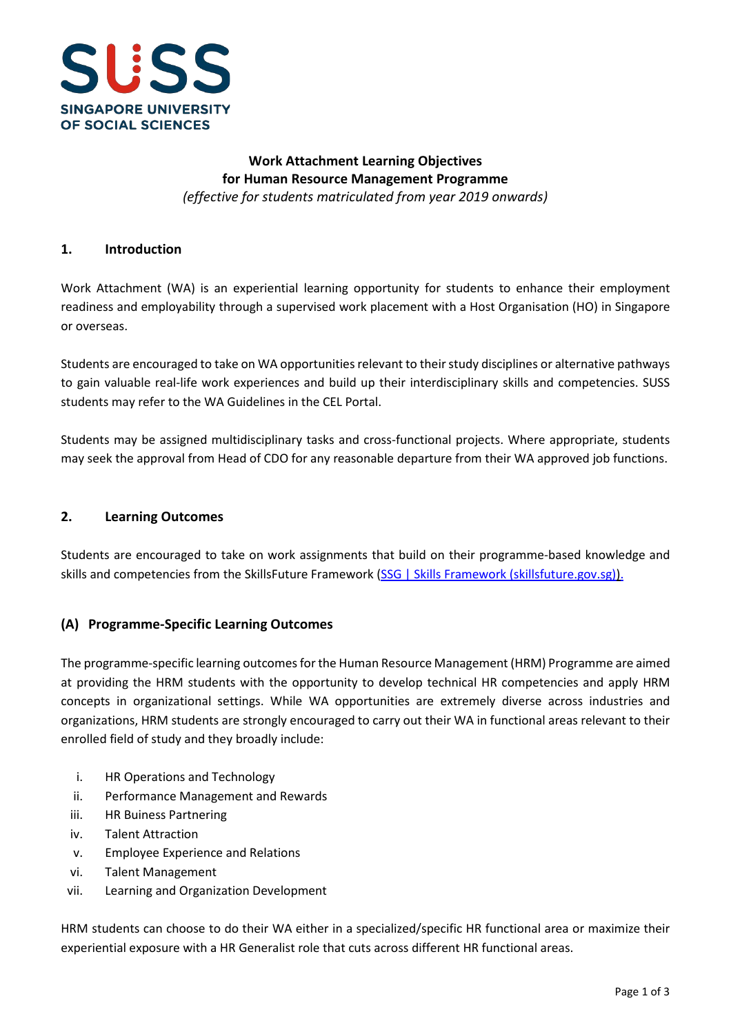SUSS
SINGAPORE UNIVERSITY
OF SOCIAL SCIENCES

# Work Attachment Learning Objectives for Human Resource Management Programme

*(effective for students matriculated from year 2019 onwards)*

## 1. Introduction

Work Attachment (WA) is an experiential learning opportunity for students to enhance their employment readiness and employability through a supervised work placement with a Host Organisation (HO) in Singapore or overseas.

Students are encouraged to take on WA opportunities relevant to their study disciplines or alternative pathways to gain valuable real-life work experiences and build up their interdisciplinary skills and competencies. SUSS students may refer to the WA Guidelines in the CEL Portal.

Students may be assigned multidisciplinary tasks and cross-functional projects. Where appropriate, students may seek the approval from Head of CDO for any reasonable departure from their WA approved job functions.

## 2. Learning Outcomes

Students are encouraged to take on work assignments that build on their programme-based knowledge and skills and competencies from the SkillsFuture Framework (SSG | Skills Framework (skillsfuture.gov.sg)).

### (A) Programme-Specific Learning Outcomes

The programme-specific learning outcomes for the Human Resource Management (HRM) Programme are aimed at providing the HRM students with the opportunity to develop technical HR competencies and apply HRM concepts in organizational settings. While WA opportunities are extremely diverse across industries and organizations, HRM students are strongly encouraged to carry out their WA in functional areas relevant to their enrolled field of study and they broadly include:

i. HR Operations and Technology
ii. Performance Management and Rewards
iii. HR Buiness Partnering
iv. Talent Attraction
v. Employee Experience and Relations
vi. Talent Management
vii. Learning and Organization Development

HRM students can choose to do their WA either in a specialized/specific HR functional area or maximize their experiential exposure with a HR Generalist role that cuts across different HR functional areas.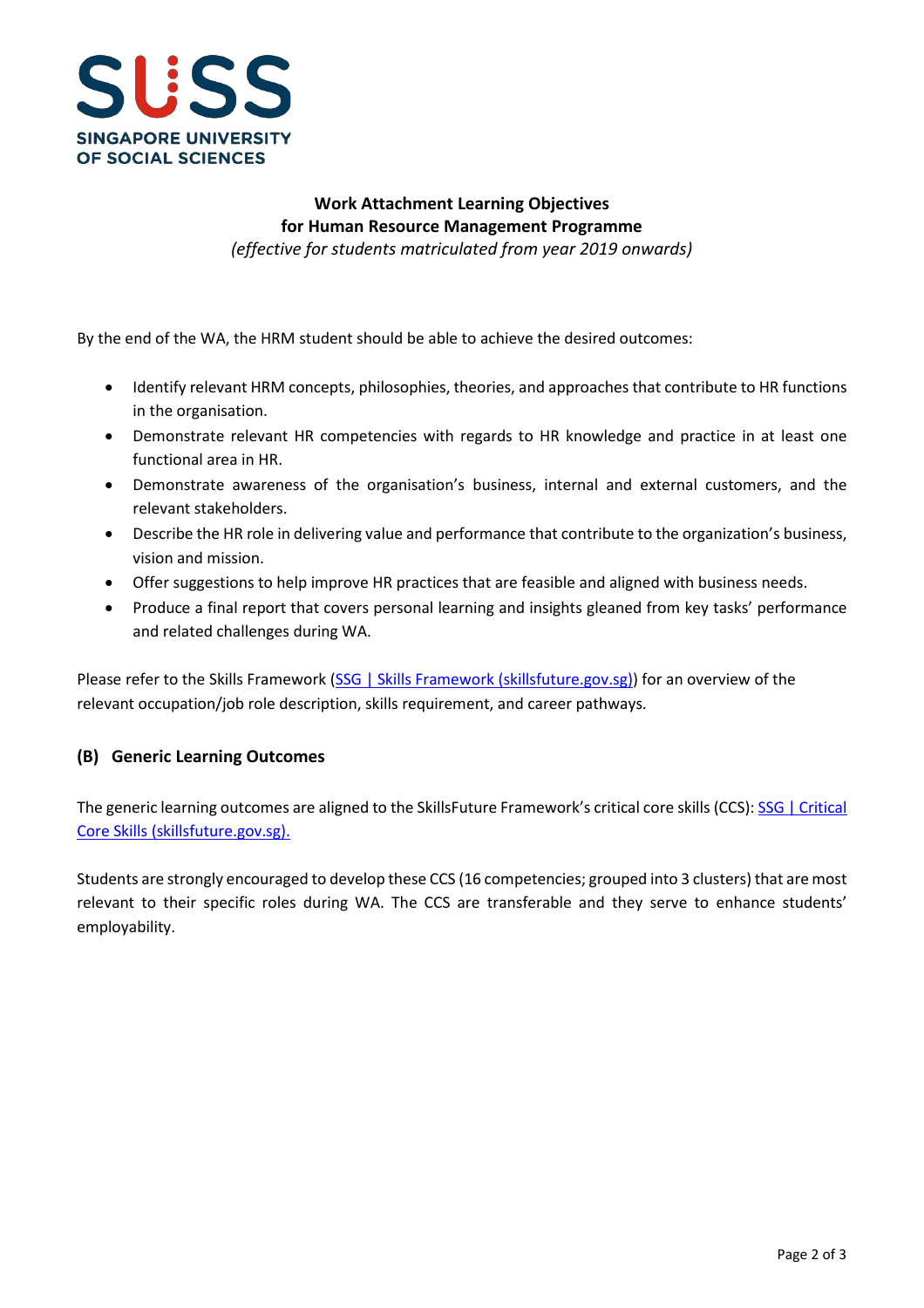SUSS
SINGAPORE UNIVERSITY OF SOCIAL SCIENCES

**Work Attachment Learning Objectives**
**for Human Resource Management Programme**
*(effective for students matriculated from year 2019 onwards)*

By the end of the WA, the HRM student should be able to achieve the desired outcomes:

- Identify relevant HRM concepts, philosophies, theories, and approaches that contribute to HR functions in the organisation.
- Demonstrate relevant HR competencies with regards to HR knowledge and practice in at least one functional area in HR.
- Demonstrate awareness of the organisation's business, internal and external customers, and the relevant stakeholders.
- Describe the HR role in delivering value and performance that contribute to the organization's business, vision and mission.
- Offer suggestions to help improve HR practices that are feasible and aligned with business needs.
- Produce a final report that covers personal learning and insights gleaned from key tasks' performance and related challenges during WA.

Please refer to the Skills Framework (SSG | Skills Framework (skillsfuture.gov.sg)) for an overview of the relevant occupation/job role description, skills requirement, and career pathways.

## (B) Generic Learning Outcomes

The generic learning outcomes are aligned to the SkillsFuture Framework's critical core skills (CCS): SSG | Critical Core Skills (skillsfuture.gov.sg).

Students are strongly encouraged to develop these CCS (16 competencies; grouped into 3 clusters) that are most relevant to their specific roles during WA. The CCS are transferable and they serve to enhance students' employability.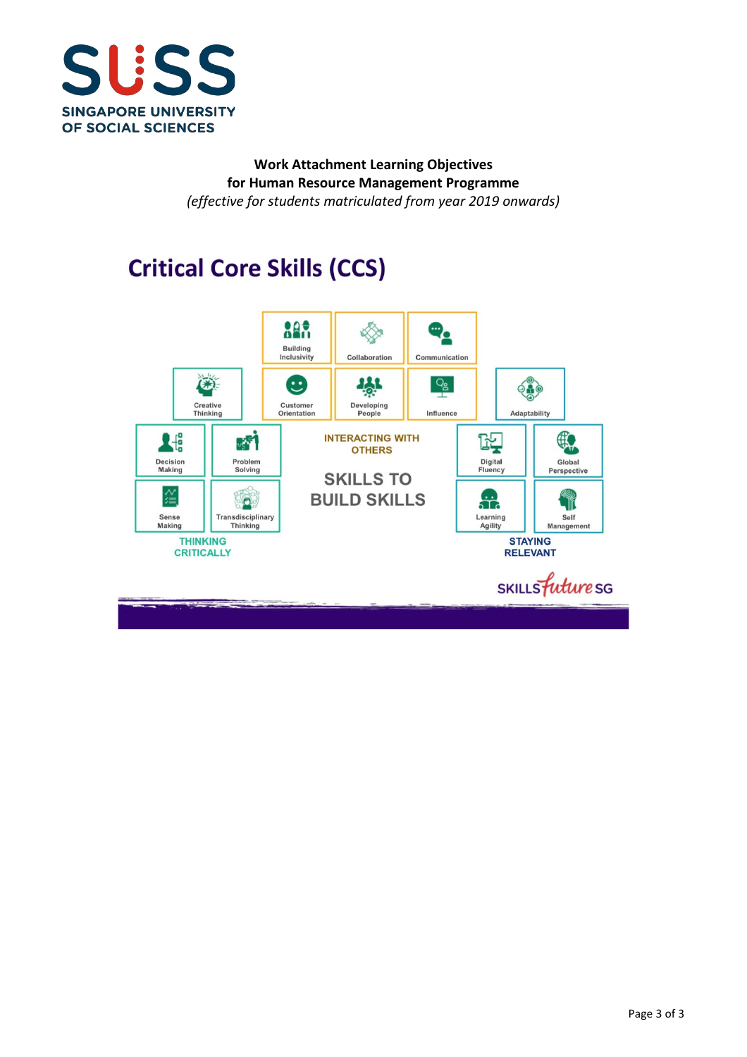**Work Attachment Learning Objectives**
**for Human Resource Management Programme**
*(effective for students matriculated from year 2019 onwards)*

## Critical Core Skills (CCS)

Building Inclusivity
Collaboration
Communication
Creative Thinking
Customer Orientation
Developing People
Influence
Adaptability
Decision Making
Problem Solving
INTERACTING WITH OTHERS
Digital Fluency
Global Perspective
SKILLS TO BUILD SKILLS
Sense Making
Transdisciplinary Thinking
Learning Agility
Self Management
THINKING CRITICALLY
STAYING RELEVANT
SKILLSfuture SG